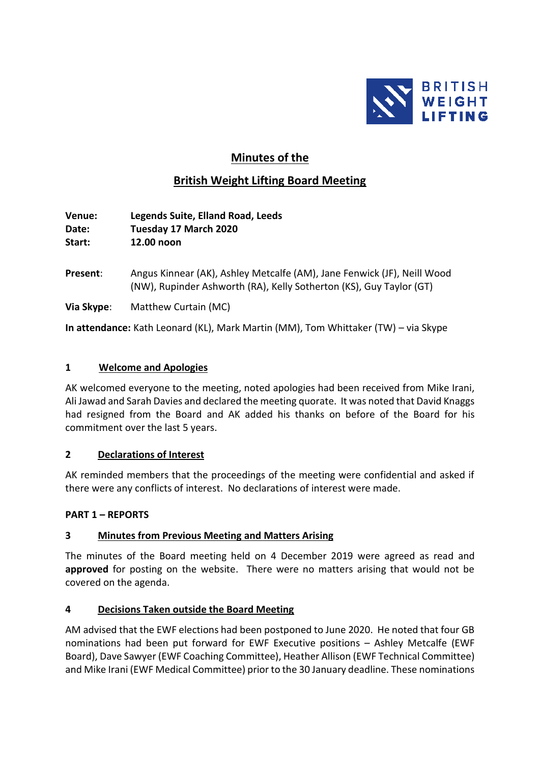# Minutes of the

# British Weight Lifting Board Meeting

**Venue:** **Legends Suite, Elland Road, Leeds**
**Date:** **Tuesday 17 March 2020**
**Start:** **12.00 noon**

**Present**: Angus Kinnear (AK), Ashley Metcalfe (AM), Jane Fenwick (JF), Neill Wood (NW), Rupinder Ashworth (RA), Kelly Sotherton (KS), Guy Taylor (GT)

**Via Skype**: Matthew Curtain (MC)

**In attendance:** Kath Leonard (KL), Mark Martin (MM), Tom Whittaker (TW) – via Skype

## 1 Welcome and Apologies

AK welcomed everyone to the meeting, noted apologies had been received from Mike Irani, Ali Jawad and Sarah Davies and declared the meeting quorate. It was noted that David Knaggs had resigned from the Board and AK added his thanks on before of the Board for his commitment over the last 5 years.

## 2 Declarations of Interest

AK reminded members that the proceedings of the meeting were confidential and asked if there were any conflicts of interest. No declarations of interest were made.

**PART 1 – REPORTS**

## 3 Minutes from Previous Meeting and Matters Arising

The minutes of the Board meeting held on 4 December 2019 were agreed as read and **approved** for posting on the website. There were no matters arising that would not be covered on the agenda.

## 4 Decisions Taken outside the Board Meeting

AM advised that the EWF elections had been postponed to June 2020. He noted that four GB nominations had been put forward for EWF Executive positions – Ashley Metcalfe (EWF Board), Dave Sawyer (EWF Coaching Committee), Heather Allison (EWF Technical Committee) and Mike Irani (EWF Medical Committee) prior to the 30 January deadline. These nominations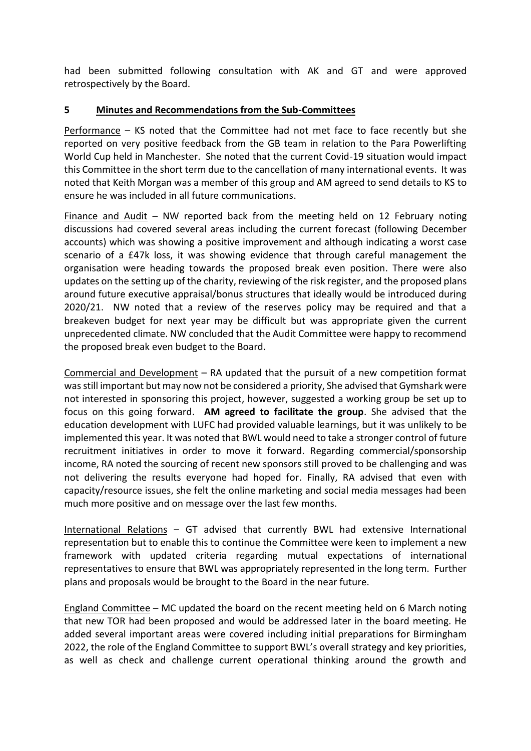had been submitted following consultation with AK and GT and were approved retrospectively by the Board.

## 5 Minutes and Recommendations from the Sub-Committees

Performance – KS noted that the Committee had not met face to face recently but she reported on very positive feedback from the GB team in relation to the Para Powerlifting World Cup held in Manchester. She noted that the current Covid-19 situation would impact this Committee in the short term due to the cancellation of many international events. It was noted that Keith Morgan was a member of this group and AM agreed to send details to KS to ensure he was included in all future communications.

Finance and Audit – NW reported back from the meeting held on 12 February noting discussions had covered several areas including the current forecast (following December accounts) which was showing a positive improvement and although indicating a worst case scenario of a £47k loss, it was showing evidence that through careful management the organisation were heading towards the proposed break even position. There were also updates on the setting up of the charity, reviewing of the risk register, and the proposed plans around future executive appraisal/bonus structures that ideally would be introduced during 2020/21. NW noted that a review of the reserves policy may be required and that a breakeven budget for next year may be difficult but was appropriate given the current unprecedented climate. NW concluded that the Audit Committee were happy to recommend the proposed break even budget to the Board.

Commercial and Development – RA updated that the pursuit of a new competition format was still important but may now not be considered a priority, She advised that Gymshark were not interested in sponsoring this project, however, suggested a working group be set up to focus on this going forward. **AM agreed to facilitate the group**. She advised that the education development with LUFC had provided valuable learnings, but it was unlikely to be implemented this year. It was noted that BWL would need to take a stronger control of future recruitment initiatives in order to move it forward. Regarding commercial/sponsorship income, RA noted the sourcing of recent new sponsors still proved to be challenging and was not delivering the results everyone had hoped for. Finally, RA advised that even with capacity/resource issues, she felt the online marketing and social media messages had been much more positive and on message over the last few months.

International Relations – GT advised that currently BWL had extensive International representation but to enable this to continue the Committee were keen to implement a new framework with updated criteria regarding mutual expectations of international representatives to ensure that BWL was appropriately represented in the long term. Further plans and proposals would be brought to the Board in the near future.

England Committee – MC updated the board on the recent meeting held on 6 March noting that new TOR had been proposed and would be addressed later in the board meeting. He added several important areas were covered including initial preparations for Birmingham 2022, the role of the England Committee to support BWL's overall strategy and key priorities, as well as check and challenge current operational thinking around the growth and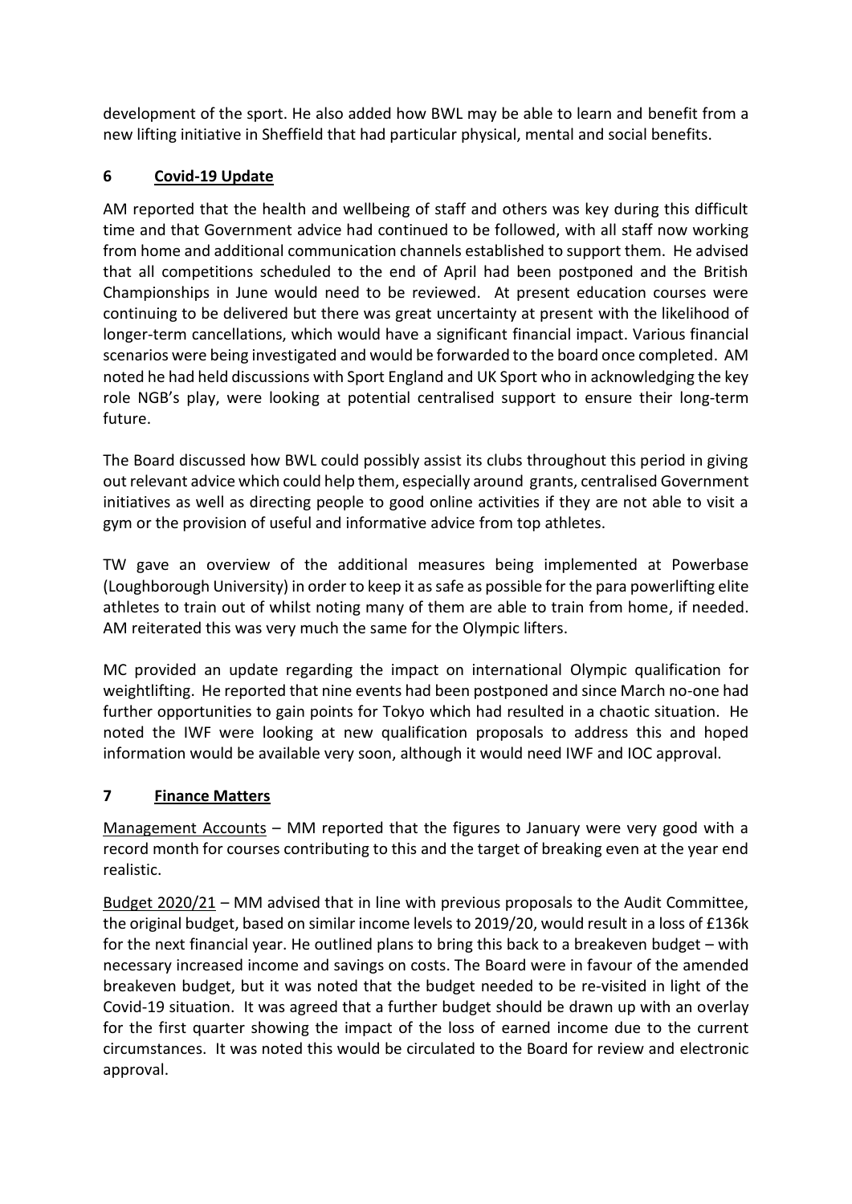development of the sport. He also added how BWL may be able to learn and benefit from a new lifting initiative in Sheffield that had particular physical, mental and social benefits.

## 6 Covid-19 Update

AM reported that the health and wellbeing of staff and others was key during this difficult time and that Government advice had continued to be followed, with all staff now working from home and additional communication channels established to support them. He advised that all competitions scheduled to the end of April had been postponed and the British Championships in June would need to be reviewed. At present education courses were continuing to be delivered but there was great uncertainty at present with the likelihood of longer-term cancellations, which would have a significant financial impact. Various financial scenarios were being investigated and would be forwarded to the board once completed. AM noted he had held discussions with Sport England and UK Sport who in acknowledging the key role NGB's play, were looking at potential centralised support to ensure their long-term future.

The Board discussed how BWL could possibly assist its clubs throughout this period in giving out relevant advice which could help them, especially around grants, centralised Government initiatives as well as directing people to good online activities if they are not able to visit a gym or the provision of useful and informative advice from top athletes.

TW gave an overview of the additional measures being implemented at Powerbase (Loughborough University) in order to keep it as safe as possible for the para powerlifting elite athletes to train out of whilst noting many of them are able to train from home, if needed. AM reiterated this was very much the same for the Olympic lifters.

MC provided an update regarding the impact on international Olympic qualification for weightlifting. He reported that nine events had been postponed and since March no-one had further opportunities to gain points for Tokyo which had resulted in a chaotic situation. He noted the IWF were looking at new qualification proposals to address this and hoped information would be available very soon, although it would need IWF and IOC approval.

## 7 Finance Matters

Management Accounts – MM reported that the figures to January were very good with a record month for courses contributing to this and the target of breaking even at the year end realistic.

Budget 2020/21 – MM advised that in line with previous proposals to the Audit Committee, the original budget, based on similar income levels to 2019/20, would result in a loss of £136k for the next financial year. He outlined plans to bring this back to a breakeven budget – with necessary increased income and savings on costs. The Board were in favour of the amended breakeven budget, but it was noted that the budget needed to be re-visited in light of the Covid-19 situation. It was agreed that a further budget should be drawn up with an overlay for the first quarter showing the impact of the loss of earned income due to the current circumstances. It was noted this would be circulated to the Board for review and electronic approval.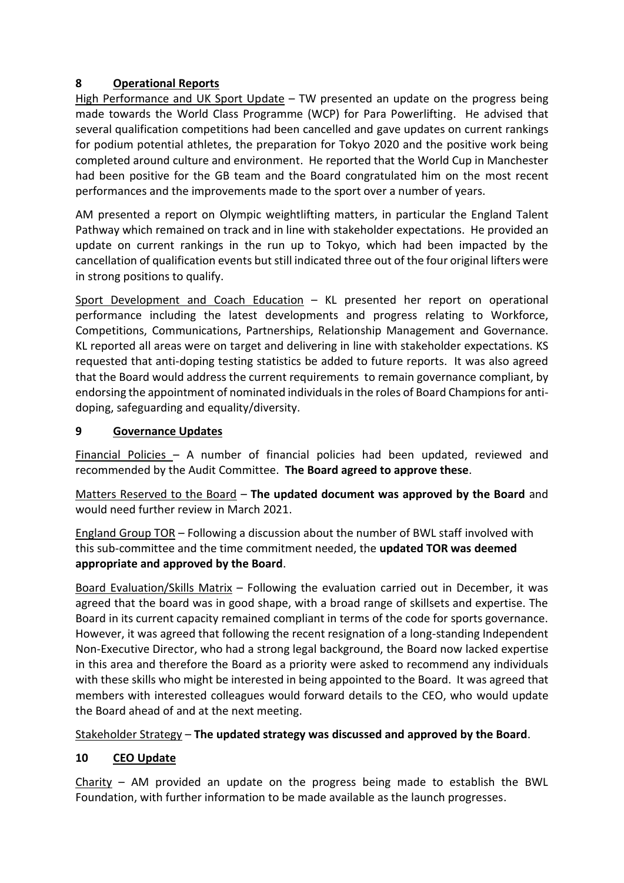## 8 Operational Reports

High Performance and UK Sport Update – TW presented an update on the progress being made towards the World Class Programme (WCP) for Para Powerlifting. He advised that several qualification competitions had been cancelled and gave updates on current rankings for podium potential athletes, the preparation for Tokyo 2020 and the positive work being completed around culture and environment. He reported that the World Cup in Manchester had been positive for the GB team and the Board congratulated him on the most recent performances and the improvements made to the sport over a number of years.

AM presented a report on Olympic weightlifting matters, in particular the England Talent Pathway which remained on track and in line with stakeholder expectations. He provided an update on current rankings in the run up to Tokyo, which had been impacted by the cancellation of qualification events but still indicated three out of the four original lifters were in strong positions to qualify.

Sport Development and Coach Education – KL presented her report on operational performance including the latest developments and progress relating to Workforce, Competitions, Communications, Partnerships, Relationship Management and Governance. KL reported all areas were on target and delivering in line with stakeholder expectations. KS requested that anti-doping testing statistics be added to future reports. It was also agreed that the Board would address the current requirements to remain governance compliant, by endorsing the appointment of nominated individuals in the roles of Board Champions for anti-doping, safeguarding and equality/diversity.

## 9 Governance Updates

Financial Policies – A number of financial policies had been updated, reviewed and recommended by the Audit Committee. **The Board agreed to approve these**.

Matters Reserved to the Board – **The updated document was approved by the Board** and would need further review in March 2021.

England Group TOR – Following a discussion about the number of BWL staff involved with this sub-committee and the time commitment needed, the **updated TOR was deemed appropriate and approved by the Board**.

Board Evaluation/Skills Matrix – Following the evaluation carried out in December, it was agreed that the board was in good shape, with a broad range of skillsets and expertise. The Board in its current capacity remained compliant in terms of the code for sports governance. However, it was agreed that following the recent resignation of a long-standing Independent Non-Executive Director, who had a strong legal background, the Board now lacked expertise in this area and therefore the Board as a priority were asked to recommend any individuals with these skills who might be interested in being appointed to the Board. It was agreed that members with interested colleagues would forward details to the CEO, who would update the Board ahead of and at the next meeting.

Stakeholder Strategy – **The updated strategy was discussed and approved by the Board**.

## 10 CEO Update

Charity – AM provided an update on the progress being made to establish the BWL Foundation, with further information to be made available as the launch progresses.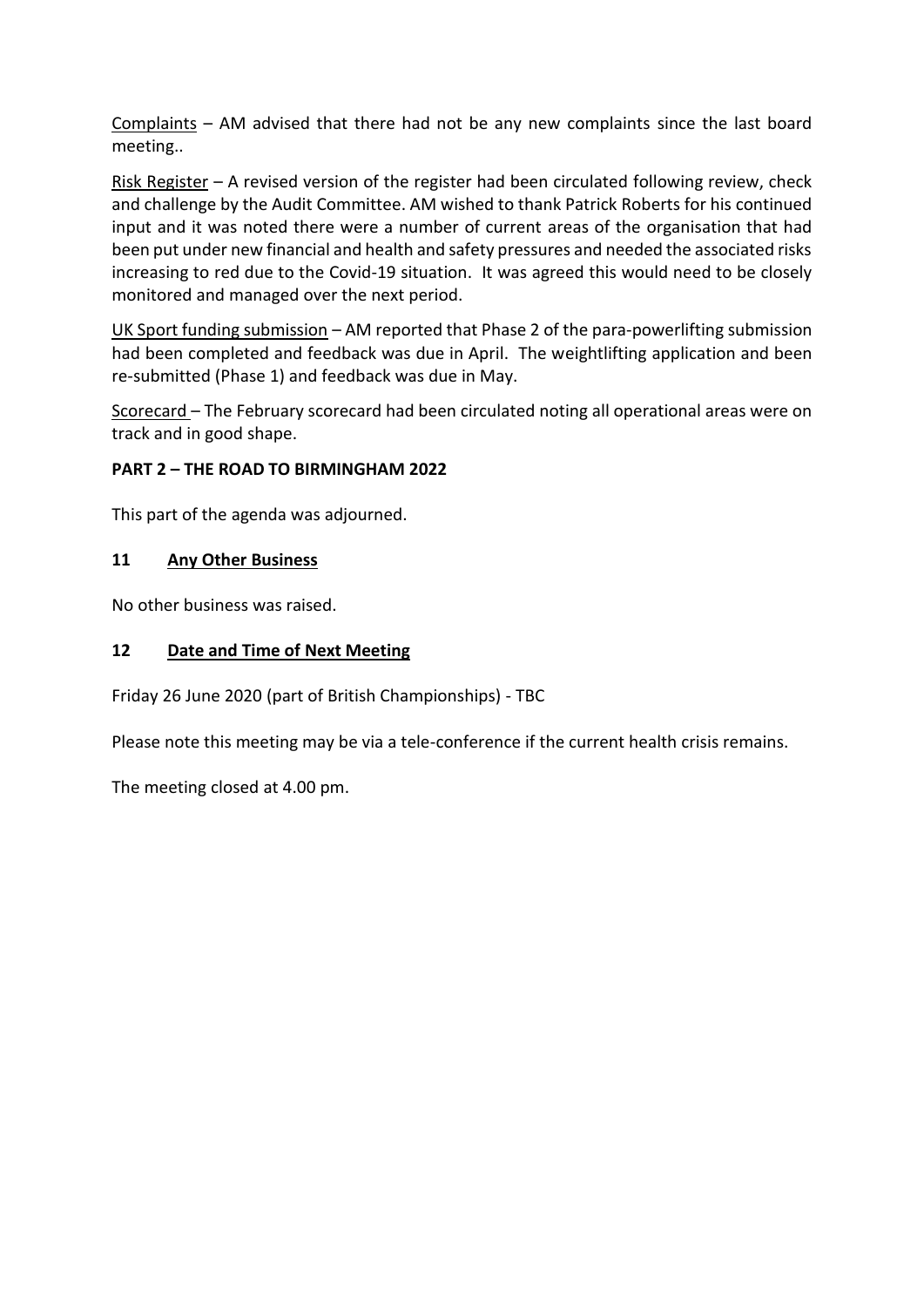<u>Complaints</u> – AM advised that there had not be any new complaints since the last board meeting..

<u>Risk Register</u> – A revised version of the register had been circulated following review, check and challenge by the Audit Committee. AM wished to thank Patrick Roberts for his continued input and it was noted there were a number of current areas of the organisation that had been put under new financial and health and safety pressures and needed the associated risks increasing to red due to the Covid-19 situation. It was agreed this would need to be closely monitored and managed over the next period.

<u>UK Sport funding submission</u> – AM reported that Phase 2 of the para-powerlifting submission had been completed and feedback was due in April. The weightlifting application and been re-submitted (Phase 1) and feedback was due in May.

<u>Scorecard</u> – The February scorecard had been circulated noting all operational areas were on track and in good shape.

**PART 2 – THE ROAD TO BIRMINGHAM 2022**

This part of the agenda was adjourned.

## 11 <u>Any Other Business</u>

No other business was raised.

## 12 <u>Date and Time of Next Meeting</u>

Friday 26 June 2020 (part of British Championships) - TBC

Please note this meeting may be via a tele-conference if the current health crisis remains.

The meeting closed at 4.00 pm.